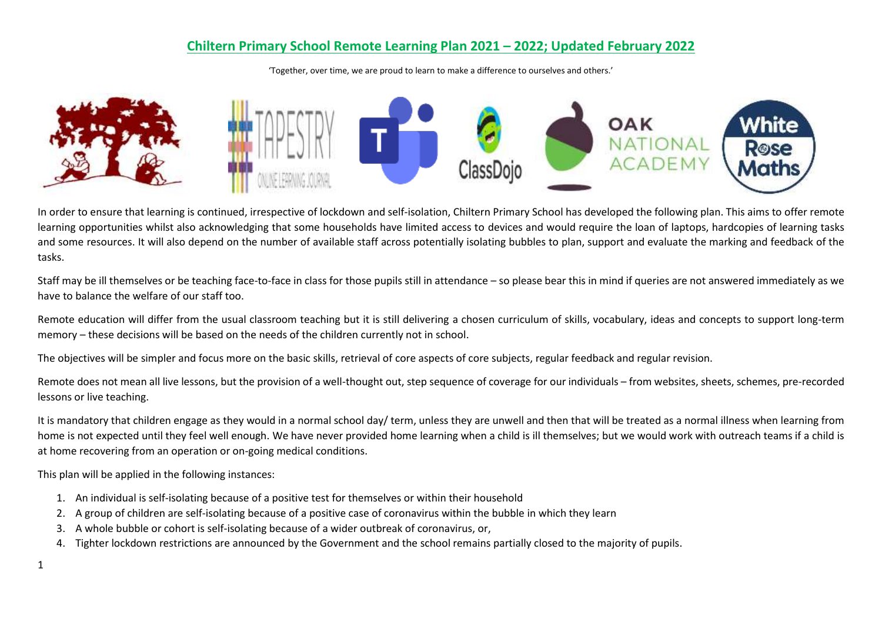# Chiltern Primary School Remote Learning Plan 2021 – 2022; Updated February 2022

'Together, over time, we are proud to learn to make a difference to ourselves and others.'

In order to ensure that learning is continued, irrespective of lockdown and self-isolation, Chiltern Primary School has developed the following plan. This aims to offer remote learning opportunities whilst also acknowledging that some households have limited access to devices and would require the loan of laptops, hardcopies of learning tasks and some resources. It will also depend on the number of available staff across potentially isolating bubbles to plan, support and evaluate the marking and feedback of the tasks.

Staff may be ill themselves or be teaching face-to-face in class for those pupils still in attendance – so please bear this in mind if queries are not answered immediately as we have to balance the welfare of our staff too.

Remote education will differ from the usual classroom teaching but it is still delivering a chosen curriculum of skills, vocabulary, ideas and concepts to support long-term memory – these decisions will be based on the needs of the children currently not in school.

The objectives will be simpler and focus more on the basic skills, retrieval of core aspects of core subjects, regular feedback and regular revision.

Remote does not mean all live lessons, but the provision of a well-thought out, step sequence of coverage for our individuals – from websites, sheets, schemes, pre-recorded lessons or live teaching.

It is mandatory that children engage as they would in a normal school day/ term, unless they are unwell and then that will be treated as a normal illness when learning from home is not expected until they feel well enough. We have never provided home learning when a child is ill themselves; but we would work with outreach teams if a child is at home recovering from an operation or on-going medical conditions.

This plan will be applied in the following instances:

1. An individual is self-isolating because of a positive test for themselves or within their household
2. A group of children are self-isolating because of a positive case of coronavirus within the bubble in which they learn
3. A whole bubble or cohort is self-isolating because of a wider outbreak of coronavirus, or,
4. Tighter lockdown restrictions are announced by the Government and the school remains partially closed to the majority of pupils.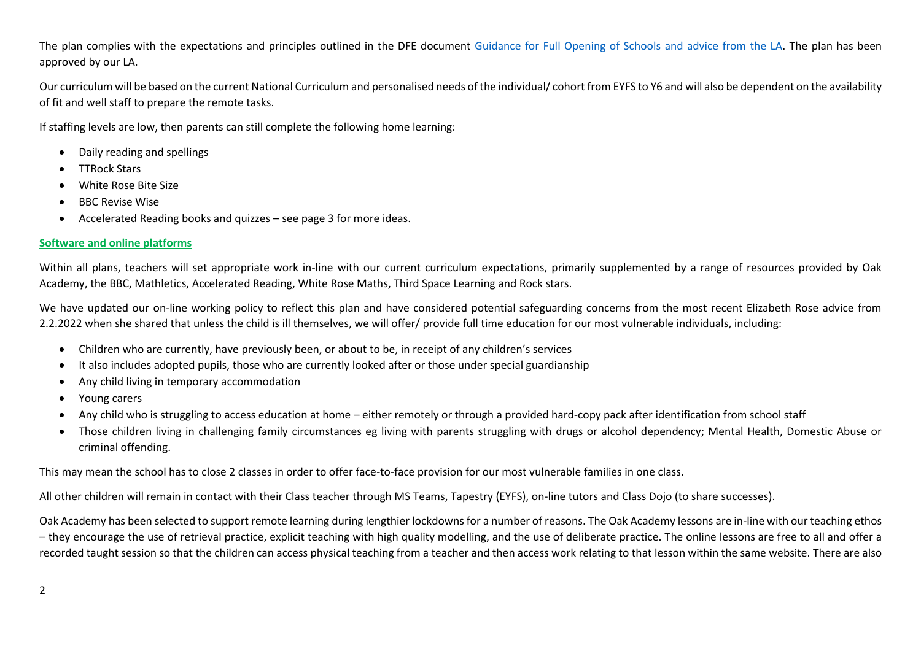The plan complies with the expectations and principles outlined in the DFE document [Guidance for Full Opening of Schools and advice from the LA](). The plan has been approved by our LA.

Our curriculum will be based on the current National Curriculum and personalised needs of the individual/ cohort from EYFS to Y6 and will also be dependent on the availability of fit and well staff to prepare the remote tasks.

If staffing levels are low, then parents can still complete the following home learning:

- Daily reading and spellings
- TTRock Stars
- White Rose Bite Size
- BBC Revise Wise
- Accelerated Reading books and quizzes – see page 3 for more ideas.

**Software and online platforms**

Within all plans, teachers will set appropriate work in-line with our current curriculum expectations, primarily supplemented by a range of resources provided by Oak Academy, the BBC, Mathletics, Accelerated Reading, White Rose Maths, Third Space Learning and Rock stars.

We have updated our on-line working policy to reflect this plan and have considered potential safeguarding concerns from the most recent Elizabeth Rose advice from 2.2.2022 when she shared that unless the child is ill themselves, we will offer/ provide full time education for our most vulnerable individuals, including:

- Children who are currently, have previously been, or about to be, in receipt of any children's services
- It also includes adopted pupils, those who are currently looked after or those under special guardianship
- Any child living in temporary accommodation
- Young carers
- Any child who is struggling to access education at home – either remotely or through a provided hard-copy pack after identification from school staff
- Those children living in challenging family circumstances eg living with parents struggling with drugs or alcohol dependency; Mental Health, Domestic Abuse or criminal offending.

This may mean the school has to close 2 classes in order to offer face-to-face provision for our most vulnerable families in one class.

All other children will remain in contact with their Class teacher through MS Teams, Tapestry (EYFS), on-line tutors and Class Dojo (to share successes).

Oak Academy has been selected to support remote learning during lengthier lockdowns for a number of reasons. The Oak Academy lessons are in-line with our teaching ethos – they encourage the use of retrieval practice, explicit teaching with high quality modelling, and the use of deliberate practice. The online lessons are free to all and offer a recorded taught session so that the children can access physical teaching from a teacher and then access work relating to that lesson within the same website. There are also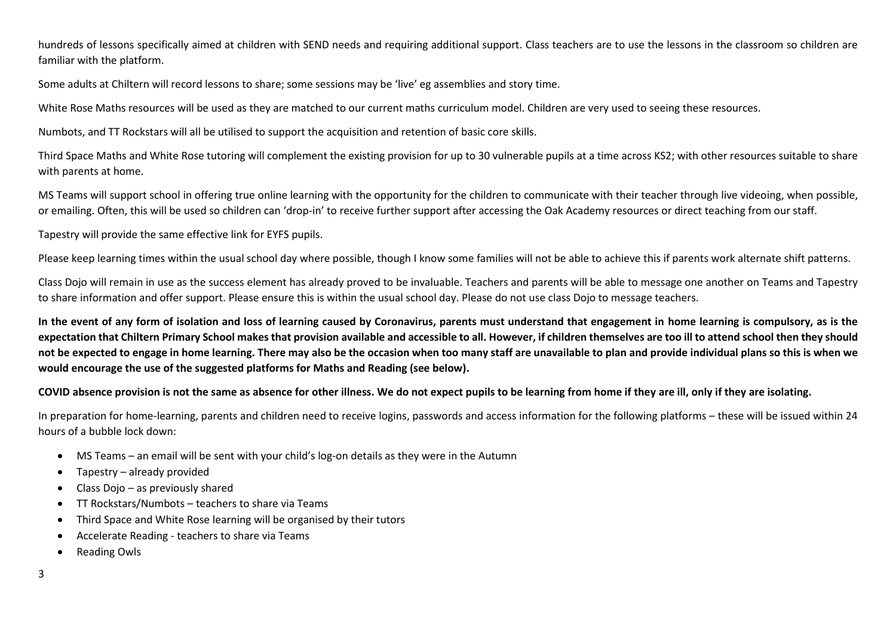hundreds of lessons specifically aimed at children with SEND needs and requiring additional support. Class teachers are to use the lessons in the classroom so children are familiar with the platform.

Some adults at Chiltern will record lessons to share; some sessions may be 'live' eg assemblies and story time.

White Rose Maths resources will be used as they are matched to our current maths curriculum model. Children are very used to seeing these resources.

Numbots, and TT Rockstars will all be utilised to support the acquisition and retention of basic core skills.

Third Space Maths and White Rose tutoring will complement the existing provision for up to 30 vulnerable pupils at a time across KS2; with other resources suitable to share with parents at home.

MS Teams will support school in offering true online learning with the opportunity for the children to communicate with their teacher through live videoing, when possible, or emailing. Often, this will be used so children can 'drop-in' to receive further support after accessing the Oak Academy resources or direct teaching from our staff.

Tapestry will provide the same effective link for EYFS pupils.

Please keep learning times within the usual school day where possible, though I know some families will not be able to achieve this if parents work alternate shift patterns.

Class Dojo will remain in use as the success element has already proved to be invaluable. Teachers and parents will be able to message one another on Teams and Tapestry to share information and offer support. Please ensure this is within the usual school day. Please do not use class Dojo to message teachers.

**In the event of any form of isolation and loss of learning caused by Coronavirus, parents must understand that engagement in home learning is compulsory, as is the expectation that Chiltern Primary School makes that provision available and accessible to all. However, if children themselves are too ill to attend school then they should not be expected to engage in home learning. There may also be the occasion when too many staff are unavailable to plan and provide individual plans so this is when we would encourage the use of the suggested platforms for Maths and Reading (see below).**

**COVID absence provision is not the same as absence for other illness. We do not expect pupils to be learning from home if they are ill, only if they are isolating.**

In preparation for home-learning, parents and children need to receive logins, passwords and access information for the following platforms – these will be issued within 24 hours of a bubble lock down:

- MS Teams – an email will be sent with your child's log-on details as they were in the Autumn
- Tapestry – already provided
- Class Dojo – as previously shared
- TT Rockstars/Numbots – teachers to share via Teams
- Third Space and White Rose learning will be organised by their tutors
- Accelerate Reading - teachers to share via Teams
- Reading Owls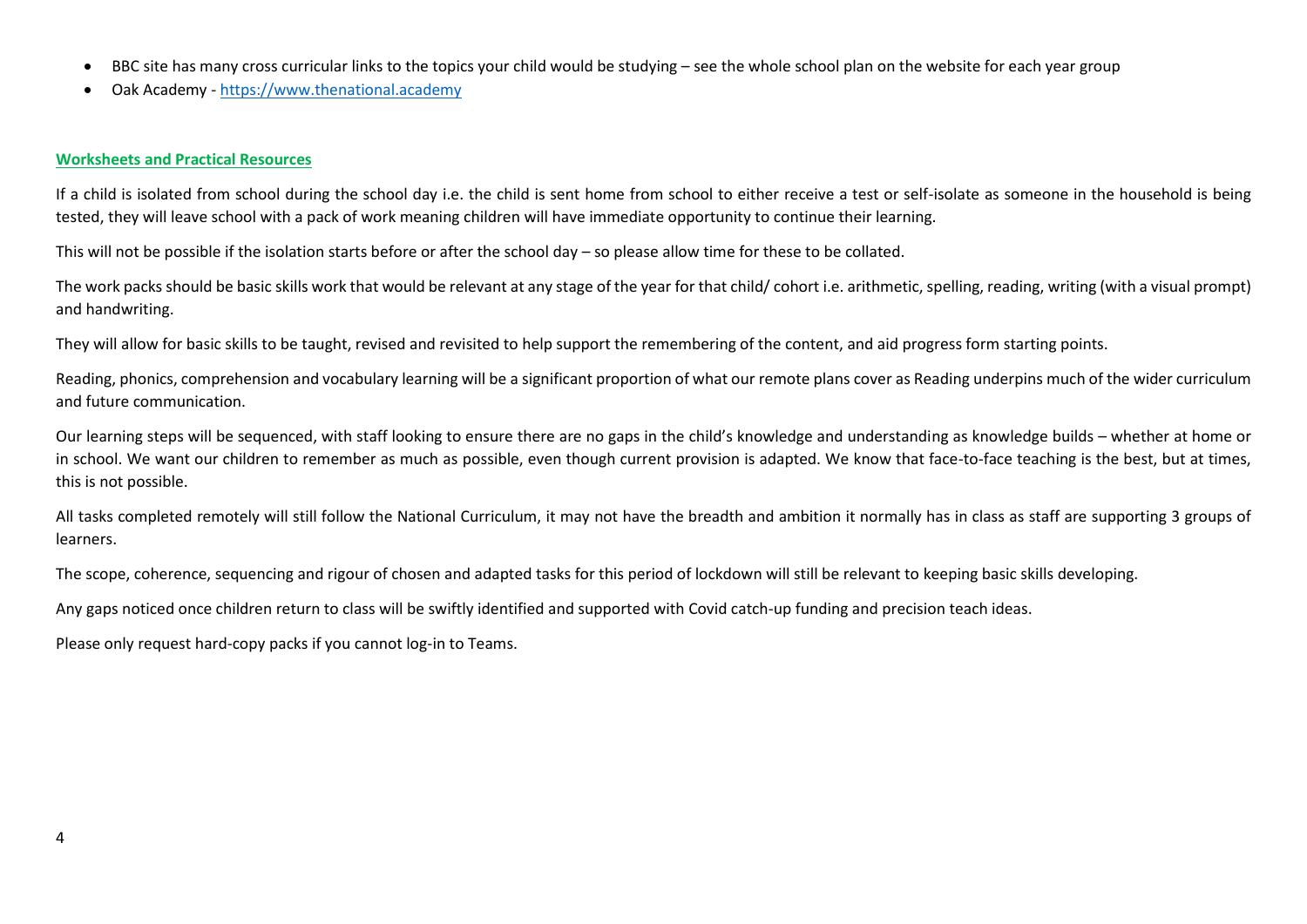- BBC site has many cross curricular links to the topics your child would be studying – see the whole school plan on the website for each year group
- Oak Academy - [https://www.thenational.academy](https://www.thenational.academy)

**Worksheets and Practical Resources**

If a child is isolated from school during the school day i.e. the child is sent home from school to either receive a test or self-isolate as someone in the household is being tested, they will leave school with a pack of work meaning children will have immediate opportunity to continue their learning.

This will not be possible if the isolation starts before or after the school day – so please allow time for these to be collated.

The work packs should be basic skills work that would be relevant at any stage of the year for that child/ cohort i.e. arithmetic, spelling, reading, writing (with a visual prompt) and handwriting.

They will allow for basic skills to be taught, revised and revisited to help support the remembering of the content, and aid progress form starting points.

Reading, phonics, comprehension and vocabulary learning will be a significant proportion of what our remote plans cover as Reading underpins much of the wider curriculum and future communication.

Our learning steps will be sequenced, with staff looking to ensure there are no gaps in the child's knowledge and understanding as knowledge builds – whether at home or in school. We want our children to remember as much as possible, even though current provision is adapted. We know that face-to-face teaching is the best, but at times, this is not possible.

All tasks completed remotely will still follow the National Curriculum, it may not have the breadth and ambition it normally has in class as staff are supporting 3 groups of learners.

The scope, coherence, sequencing and rigour of chosen and adapted tasks for this period of lockdown will still be relevant to keeping basic skills developing.

Any gaps noticed once children return to class will be swiftly identified and supported with Covid catch-up funding and precision teach ideas.

Please only request hard-copy packs if you cannot log-in to Teams.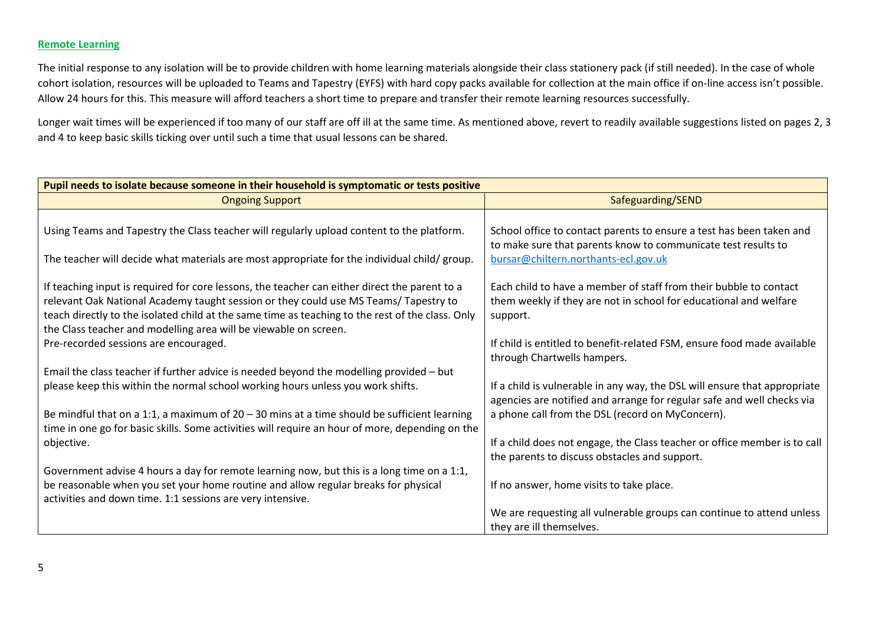## Remote Learning

The initial response to any isolation will be to provide children with home learning materials alongside their class stationery pack (if still needed). In the case of whole cohort isolation, resources will be uploaded to Teams and Tapestry (EYFS) with hard copy packs available for collection at the main office if on-line access isn't possible. Allow 24 hours for this. This measure will afford teachers a short time to prepare and transfer their remote learning resources successfully.

Longer wait times will be experienced if too many of our staff are off ill at the same time. As mentioned above, revert to readily available suggestions listed on pages 2, 3 and 4 to keep basic skills ticking over until such a time that usual lessons can be shared.

| **Pupil needs to isolate because someone in their household is symptomatic or tests positive** | |
|---|---|
| Ongoing Support | Safeguarding/SEND |
| Using Teams and Tapestry the Class teacher will regularly upload content to the platform.<br><br>The teacher will decide what materials are most appropriate for the individual child/ group.<br><br>If teaching input is required for core lessons, the teacher can either direct the parent to a relevant Oak National Academy taught session or they could use MS Teams/ Tapestry to teach directly to the isolated child at the same time as teaching to the rest of the class. Only the Class teacher and modelling area will be viewable on screen.<br>Pre-recorded sessions are encouraged.<br><br>Email the class teacher if further advice is needed beyond the modelling provided – but please keep this within the normal school working hours unless you work shifts.<br><br>Be mindful that on a 1:1, a maximum of 20 – 30 mins at a time should be sufficient learning time in one go for basic skills. Some activities will require an hour of more, depending on the objective.<br><br>Government advise 4 hours a day for remote learning now, but this is a long time on a 1:1, be reasonable when you set your home routine and allow regular breaks for physical activities and down time. 1:1 sessions are very intensive. | School office to contact parents to ensure a test has been taken and to make sure that parents know to communicate test results to bursar@chiltern.northants-ecl.gov.uk<br><br>Each child to have a member of staff from their bubble to contact them weekly if they are not in school for educational and welfare support.<br><br>If child is entitled to benefit-related FSM, ensure food made available through Chartwells hampers.<br><br>If a child is vulnerable in any way, the DSL will ensure that appropriate agencies are notified and arrange for regular safe and well checks via a phone call from the DSL (record on MyConcern).<br><br>If a child does not engage, the Class teacher or office member is to call the parents to discuss obstacles and support.<br><br>If no answer, home visits to take place.<br><br>We are requesting all vulnerable groups can continue to attend unless they are ill themselves. |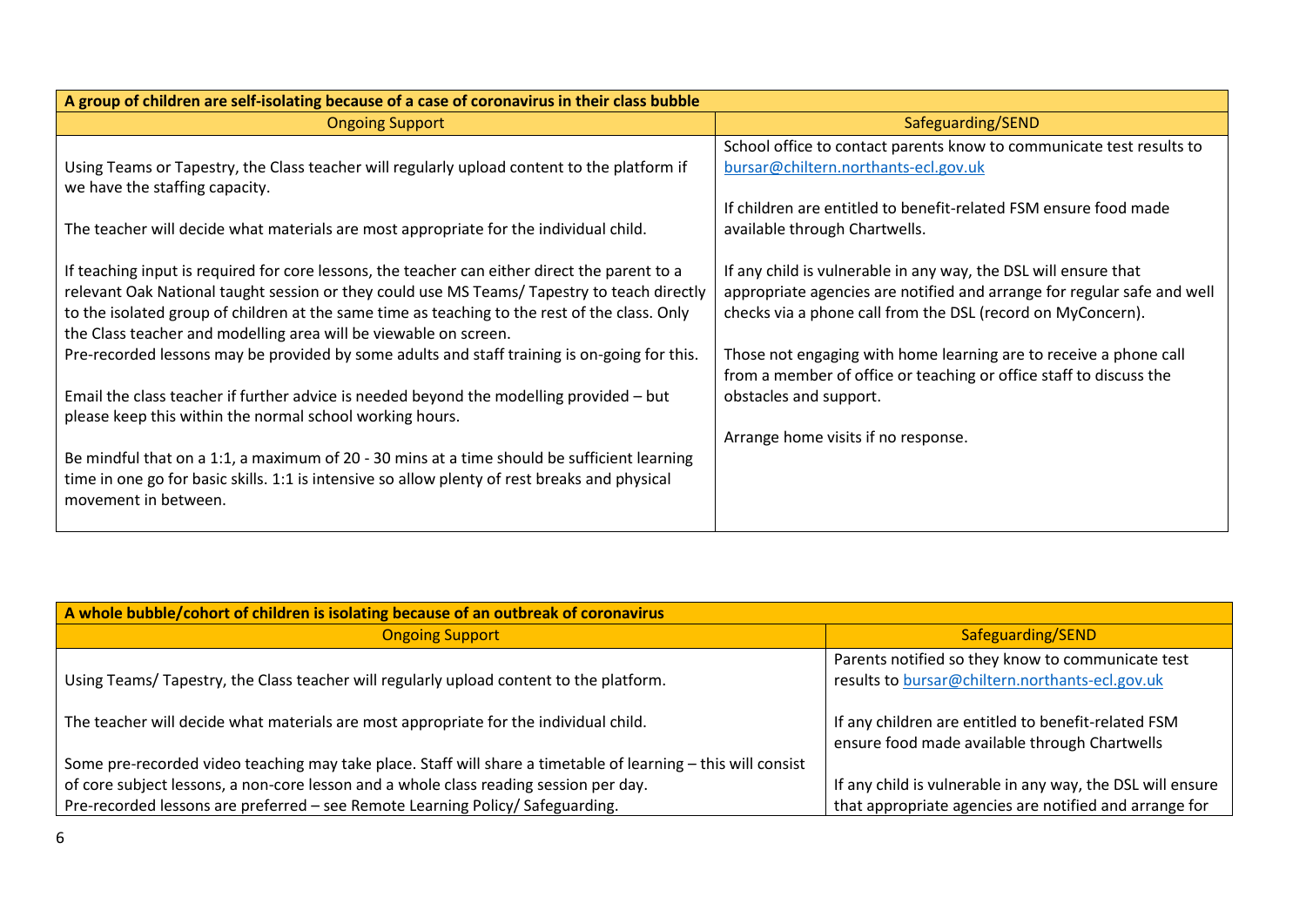| A group of children are self-isolating because of a case of coronavirus in their class bubble | |
|---|---|
| **Ongoing Support** | **Safeguarding/SEND** |
| Using Teams or Tapestry, the Class teacher will regularly upload content to the platform if we have the staffing capacity.<br><br>The teacher will decide what materials are most appropriate for the individual child.<br><br>If teaching input is required for core lessons, the teacher can either direct the parent to a relevant Oak National taught session or they could use MS Teams/ Tapestry to teach directly to the isolated group of children at the same time as teaching to the rest of the class. Only the Class teacher and modelling area will be viewable on screen.<br>Pre-recorded lessons may be provided by some adults and staff training is on-going for this.<br><br>Email the class teacher if further advice is needed beyond the modelling provided – but please keep this within the normal school working hours.<br><br>Be mindful that on a 1:1, a maximum of 20 - 30 mins at a time should be sufficient learning time in one go for basic skills. 1:1 is intensive so allow plenty of rest breaks and physical movement in between. | School office to contact parents know to communicate test results to bursar@chiltern.northants-ecl.gov.uk<br><br>If children are entitled to benefit-related FSM ensure food made available through Chartwells.<br><br>If any child is vulnerable in any way, the DSL will ensure that appropriate agencies are notified and arrange for regular safe and well checks via a phone call from the DSL (record on MyConcern).<br><br>Those not engaging with home learning are to receive a phone call from a member of office or teaching or office staff to discuss the obstacles and support.<br><br>Arrange home visits if no response. |

| A whole bubble/cohort of children is isolating because of an outbreak of coronavirus | |
|---|---|
| **Ongoing Support** | **Safeguarding/SEND** |
| Using Teams/ Tapestry, the Class teacher will regularly upload content to the platform.<br><br>The teacher will decide what materials are most appropriate for the individual child.<br><br>Some pre-recorded video teaching may take place. Staff will share a timetable of learning – this will consist of core subject lessons, a non-core lesson and a whole class reading session per day.<br>Pre-recorded lessons are preferred – see Remote Learning Policy/ Safeguarding. | Parents notified so they know to communicate test results to bursar@chiltern.northants-ecl.gov.uk<br><br>If any children are entitled to benefit-related FSM ensure food made available through Chartwells<br><br>If any child is vulnerable in any way, the DSL will ensure that appropriate agencies are notified and arrange for |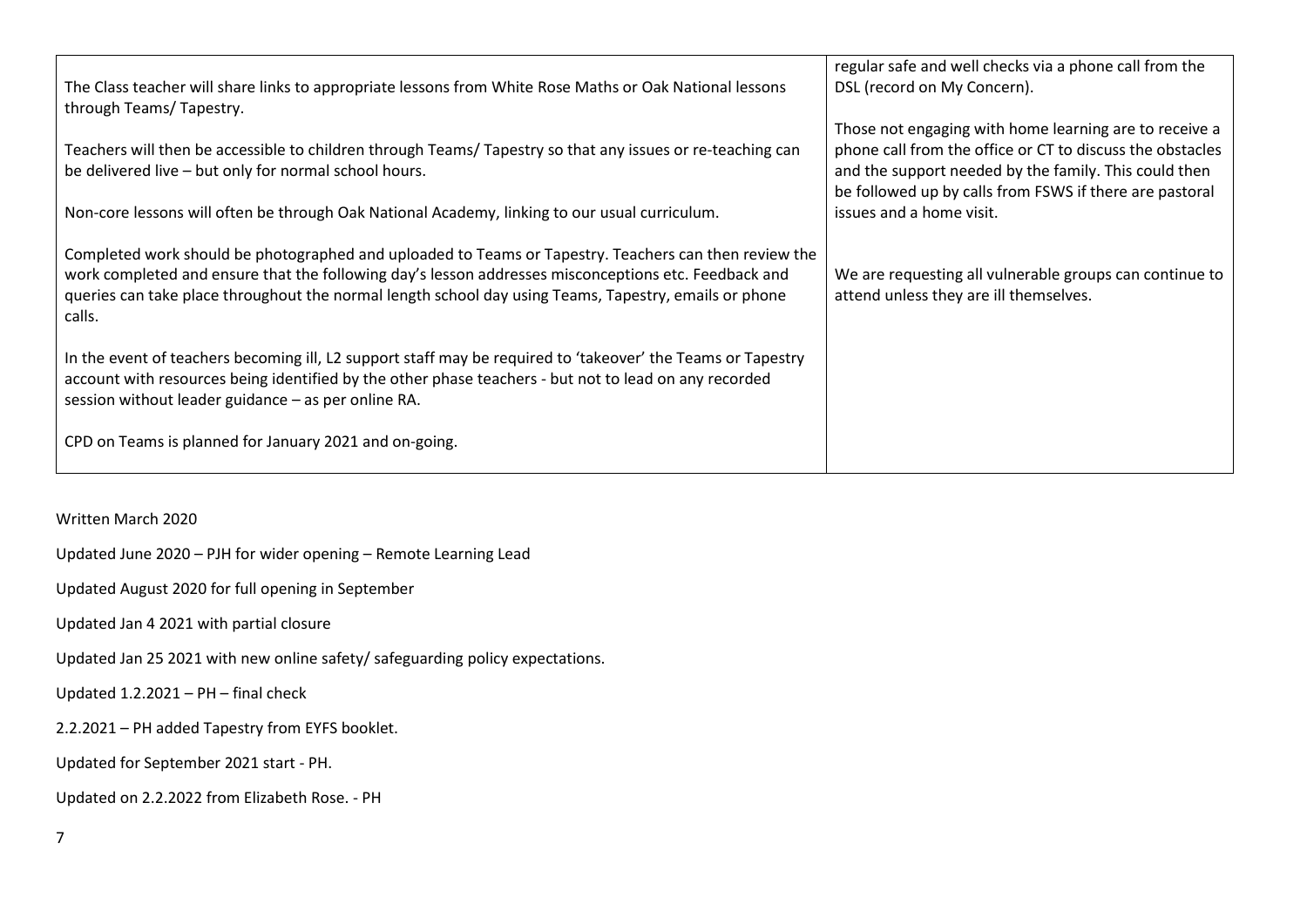| | |
|---|---|
| The Class teacher will share links to appropriate lessons from White Rose Maths or Oak National lessons through Teams/ Tapestry.<br><br>Teachers will then be accessible to children through Teams/ Tapestry so that any issues or re-teaching can be delivered live – but only for normal school hours.<br><br>Non-core lessons will often be through Oak National Academy, linking to our usual curriculum.<br><br>Completed work should be photographed and uploaded to Teams or Tapestry. Teachers can then review the work completed and ensure that the following day's lesson addresses misconceptions etc. Feedback and queries can take place throughout the normal length school day using Teams, Tapestry, emails or phone calls.<br><br>In the event of teachers becoming ill, L2 support staff may be required to 'takeover' the Teams or Tapestry account with resources being identified by the other phase teachers - but not to lead on any recorded session without leader guidance – as per online RA.<br><br>CPD on Teams is planned for January 2021 and on-going. | regular safe and well checks via a phone call from the DSL (record on My Concern).<br><br>Those not engaging with home learning are to receive a phone call from the office or CT to discuss the obstacles and the support needed by the family. This could then be followed up by calls from FSWS if there are pastoral issues and a home visit.<br><br>We are requesting all vulnerable groups can continue to attend unless they are ill themselves. |

Written March 2020

Updated June 2020 – PJH for wider opening – Remote Learning Lead

Updated August 2020 for full opening in September

Updated Jan 4 2021 with partial closure

Updated Jan 25 2021 with new online safety/ safeguarding policy expectations.

Updated 1.2.2021 – PH – final check

2.2.2021 – PH added Tapestry from EYFS booklet.

Updated for September 2021 start - PH.

Updated on 2.2.2022 from Elizabeth Rose. - PH